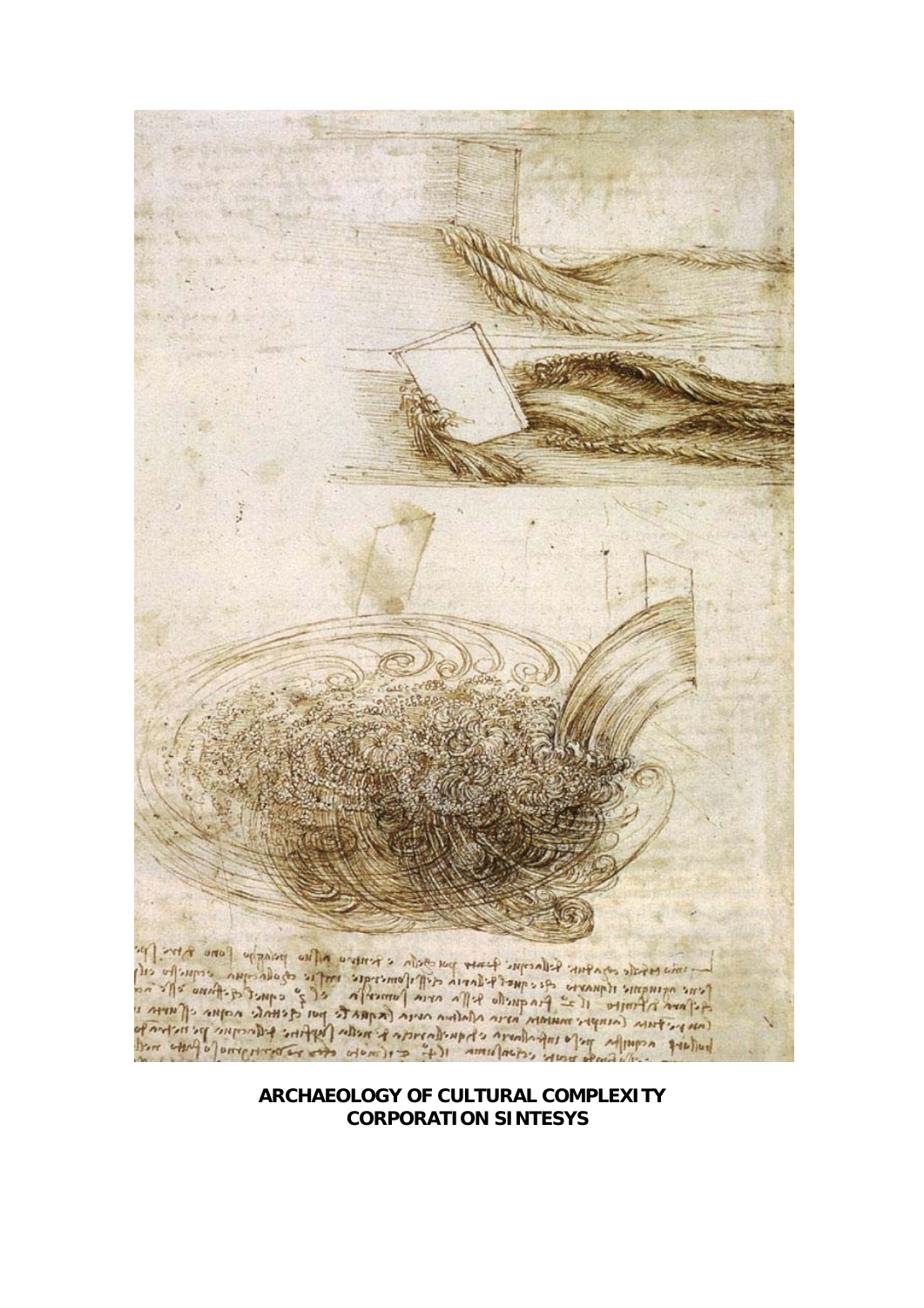**ARCHAEOLOGY OF CULTURAL COMPLEXITY**
**CORPORATION SINTESYS**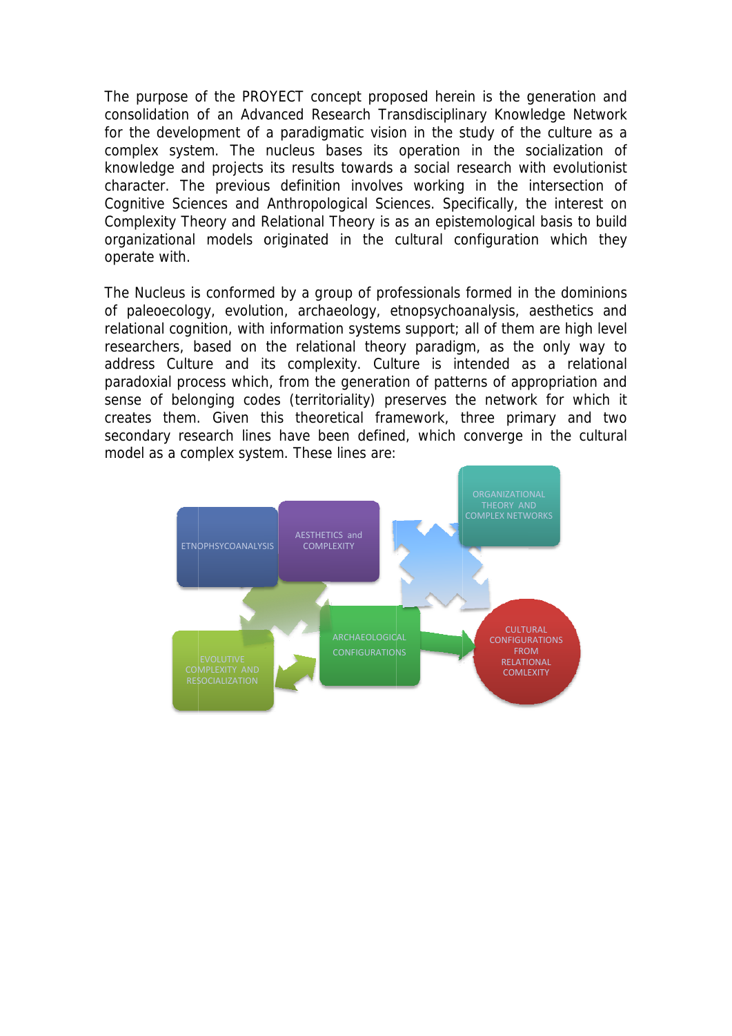The purpose of the PROYECT concept proposed herein is the generation and consolidation of an Advanced Research Transdisciplinary Knowledge Network for the development of a paradigmatic vision in the study of the culture as a complex system. The nucleus bases its operation in the socialization of knowledge and projects its results towards a social research with evolutionist character. The previous definition involves working in the intersection of Cognitive Sciences and Anthropological Sciences. Specifically, the interest on Complexity Theory and Relational Theory is as an epistemological basis to build organizational models originated in the cultural configuration which they operate with.

The Nucleus is conformed by a group of professionals formed in the dominions of paleoecology, evolution, archaeology, etnopsychoanalysis, aesthetics and relational cognition, with information systems support; all of them are high level researchers, based on the relational theory paradigm, as the only way to address Culture and its complexity. Culture is intended as a relational paradoxial process which, from the generation of patterns of appropriation and sense of belonging codes (territoriality) preserves the network for which it creates them. Given this theoretical framework, three primary and two secondary research lines have been defined, which converge in the cultural model as a complex system. These lines are:

- ETNOPHSYCOANALYSIS
- AESTHETICS and COMPLEXITY
- ORGANIZATIONAL THEORY AND COMPLEX NETWORKS
- EVOLUTIVE COMPLEXITY AND RESOCIALIZATION
- ARCHAEOLOGICAL CONFIGURATIONS
- CULTURAL CONFIGURATIONS FROM RELATIONAL COMLEXITY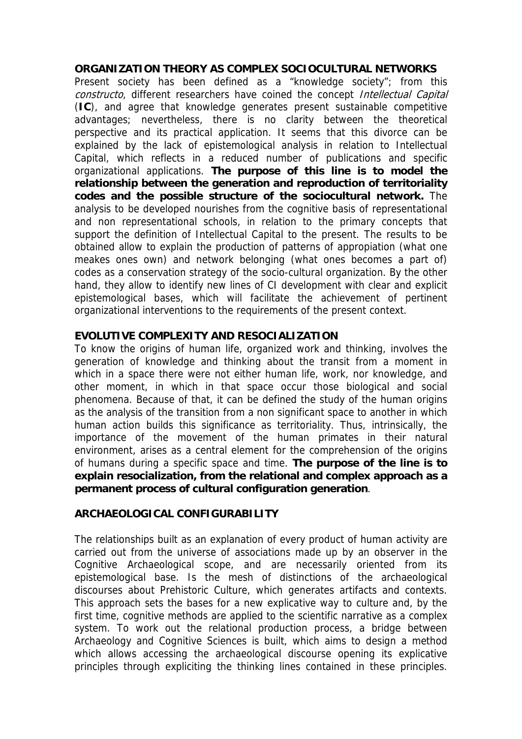## ORGANIZATION THEORY AS COMPLEX SOCIOCULTURAL NETWORKS

Present society has been defined as a "knowledge society"; from this *constructo*, different researchers have coined the concept *Intellectual Capital* (**IC**), and agree that knowledge generates present sustainable competitive advantages; nevertheless, there is no clarity between the theoretical perspective and its practical application. It seems that this divorce can be explained by the lack of epistemological analysis in relation to Intellectual Capital, which reflects in a reduced number of publications and specific organizational applications. **The purpose of this line is to model the relationship between the generation and reproduction of territoriality codes and the possible structure of the sociocultural network.** The analysis to be developed nourishes from the cognitive basis of representational and non representational schools, in relation to the primary concepts that support the definition of Intellectual Capital to the present. The results to be obtained allow to explain the production of patterns of appropiation (what one meakes ones own) and network belonging (what ones becomes a part of) codes as a conservation strategy of the socio-cultural organization. By the other hand, they allow to identify new lines of CI development with clear and explicit epistemological bases, which will facilitate the achievement of pertinent organizational interventions to the requirements of the present context.

## EVOLUTIVE COMPLEXITY AND RESOCIALIZATION

To know the origins of human life, organized work and thinking, involves the generation of knowledge and thinking about the transit from a moment in which in a space there were not either human life, work, nor knowledge, and other moment, in which in that space occur those biological and social phenomena. Because of that, it can be defined the study of the human origins as the analysis of the transition from a non significant space to another in which human action builds this significance as territoriality. Thus, intrinsically, the importance of the movement of the human primates in their natural environment, arises as a central element for the comprehension of the origins of humans during a specific space and time. **The purpose of the line is to explain resocialization, from the relational and complex approach as a permanent process of cultural configuration generation**.

## ARCHAEOLOGICAL CONFIGURABILITY

The relationships built as an explanation of every product of human activity are carried out from the universe of associations made up by an observer in the Cognitive Archaeological scope, and are necessarily oriented from its epistemological base. Is the mesh of distinctions of the archaeological discourses about Prehistoric Culture, which generates artifacts and contexts. This approach sets the bases for a new explicative way to culture and, by the first time, cognitive methods are applied to the scientific narrative as a complex system. To work out the relational production process, a bridge between Archaeology and Cognitive Sciences is built, which aims to design a method which allows accessing the archaeological discourse opening its explicative principles through expliciting the thinking lines contained in these principles.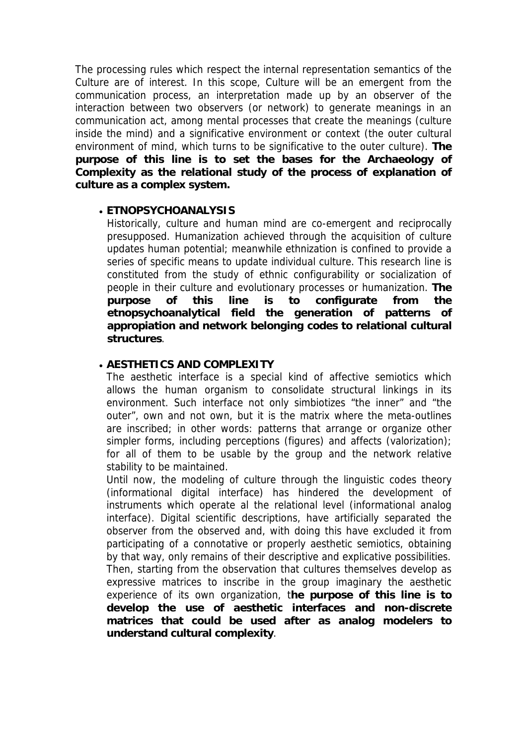The processing rules which respect the internal representation semantics of the Culture are of interest. In this scope, Culture will be an emergent from the communication process, an interpretation made up by an observer of the interaction between two observers (or network) to generate meanings in an communication act, among mental processes that create the meanings (culture inside the mind) and a significative environment or context (the outer cultural environment of mind, which turns to be significative to the outer culture). **The purpose of this line is to set the bases for the Archaeology of Complexity as the relational study of the process of explanation of culture as a complex system.**

- **ETNOPSYCHOANALYSIS**

  Historically, culture and human mind are co-emergent and reciprocally presupposed. Humanization achieved through the acquisition of culture updates human potential; meanwhile ethnization is confined to provide a series of specific means to update individual culture. This research line is constituted from the study of ethnic configurability or socialization of people in their culture and evolutionary processes or humanization. **The purpose of this line is to configurate from the etnopsychoanalytical field the generation of patterns of appropiation and network belonging codes to relational cultural structures**.

- **AESTHETICS AND COMPLEXITY**

  The aesthetic interface is a special kind of affective semiotics which allows the human organism to consolidate structural linkings in its environment. Such interface not only simbiotizes "the inner" and "the outer", own and not own, but it is the matrix where the meta-outlines are inscribed; in other words: patterns that arrange or organize other simpler forms, including perceptions (figures) and affects (valorization); for all of them to be usable by the group and the network relative stability to be maintained.

  Until now, the modeling of culture through the linguistic codes theory (informational digital interface) has hindered the development of instruments which operate al the relational level (informational analog interface). Digital scientific descriptions, have artificially separated the observer from the observed and, with doing this have excluded it from participating of a connotative or properly aesthetic semiotics, obtaining by that way, only remains of their descriptive and explicative possibilities. Then, starting from the observation that cultures themselves develop as expressive matrices to inscribe in the group imaginary the aesthetic experience of its own organization, t**he purpose of this line is to develop the use of aesthetic interfaces and non-discrete matrices that could be used after as analog modelers to understand cultural complexity**.